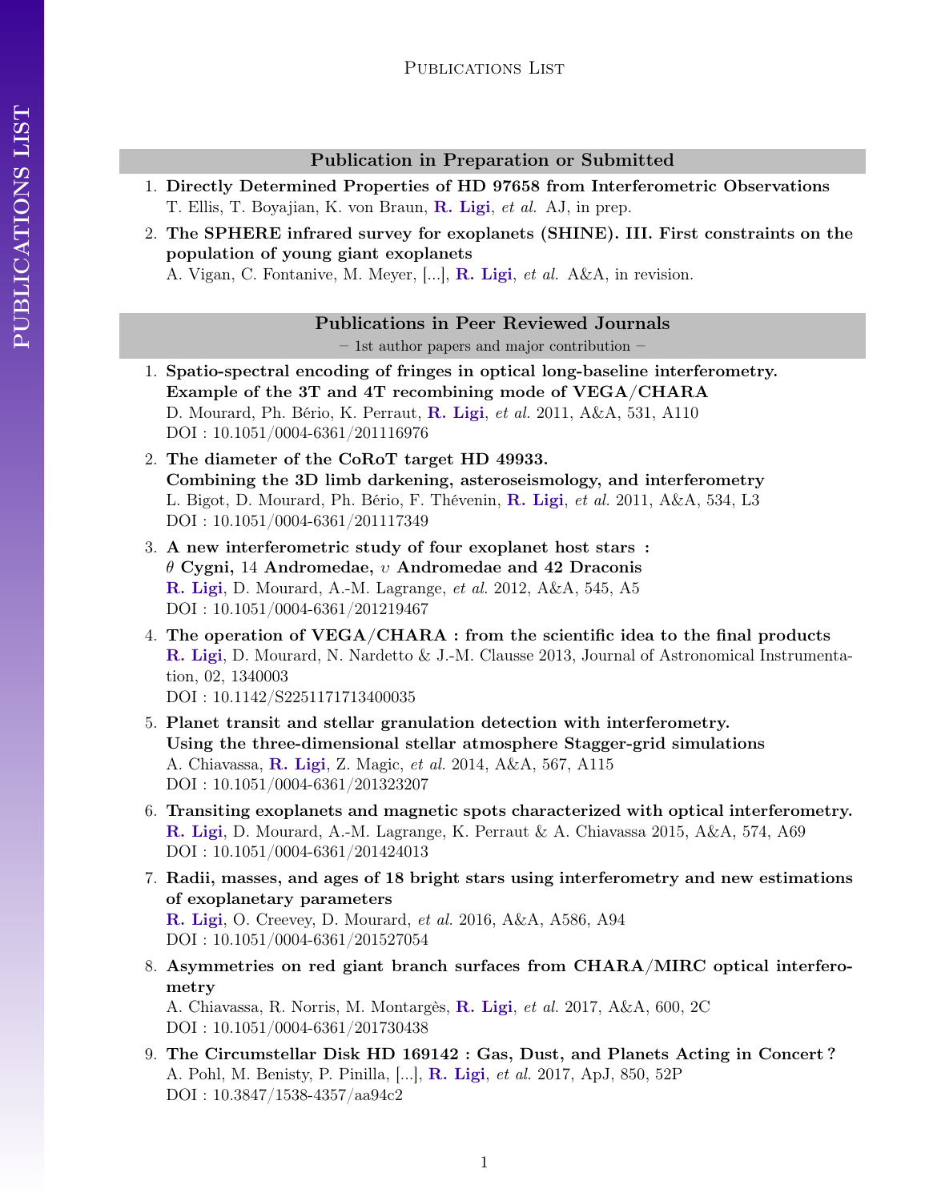# Publications List

## Publication in Preparation or Submitted

1. **Directly Determined Properties of HD 97658 from Interferometric Observations**
   T. Ellis, T. Boyajian, K. von Braun, **R. Ligi**, *et al.* AJ, in prep.
2. **The SPHERE infrared survey for exoplanets (SHINE). III. First constraints on the population of young giant exoplanets**
   A. Vigan, C. Fontanive, M. Meyer, [...], **R. Ligi**, *et al.* A&A, in revision.

## Publications in Peer Reviewed Journals

– 1st author papers and major contribution –

1. **Spatio-spectral encoding of fringes in optical long-baseline interferometry. Example of the 3T and 4T recombining mode of VEGA/CHARA**
   D. Mourard, Ph. Bério, K. Perraut, **R. Ligi**, *et al.* 2011, A&A, 531, A110
   DOI : 10.1051/0004-6361/201116976
2. **The diameter of the CoRoT target HD 49933. Combining the 3D limb darkening, asteroseismology, and interferometry**
   L. Bigot, D. Mourard, Ph. Bério, F. Thévenin, **R. Ligi**, *et al.* 2011, A&A, 534, L3
   DOI : 10.1051/0004-6361/201117349
3. **A new interferometric study of four exoplanet host stars : $\theta$ Cygni, 14 Andromedae, $\upsilon$ Andromedae and 42 Draconis**
   **R. Ligi**, D. Mourard, A.-M. Lagrange, *et al.* 2012, A&A, 545, A5
   DOI : 10.1051/0004-6361/201219467
4. **The operation of VEGA/CHARA : from the scientific idea to the final products**
   **R. Ligi**, D. Mourard, N. Nardetto & J.-M. Clausse 2013, Journal of Astronomical Instrumentation, 02, 1340003
   DOI : 10.1142/S2251171713400035
5. **Planet transit and stellar granulation detection with interferometry. Using the three-dimensional stellar atmosphere Stagger-grid simulations**
   A. Chiavassa, **R. Ligi**, Z. Magic, *et al.* 2014, A&A, 567, A115
   DOI : 10.1051/0004-6361/201323207
6. **Transiting exoplanets and magnetic spots characterized with optical interferometry.**
   **R. Ligi**, D. Mourard, A.-M. Lagrange, K. Perraut & A. Chiavassa 2015, A&A, 574, A69
   DOI : 10.1051/0004-6361/201424013
7. **Radii, masses, and ages of 18 bright stars using interferometry and new estimations of exoplanetary parameters**
   **R. Ligi**, O. Creevey, D. Mourard, *et al.* 2016, A&A, A586, A94
   DOI : 10.1051/0004-6361/201527054
8. **Asymmetries on red giant branch surfaces from CHARA/MIRC optical interferometry**
   A. Chiavassa, R. Norris, M. Montargès, **R. Ligi**, *et al.* 2017, A&A, 600, 2C
   DOI : 10.1051/0004-6361/201730438
9. **The Circumstellar Disk HD 169142 : Gas, Dust, and Planets Acting in Concert ?**
   A. Pohl, M. Benisty, P. Pinilla, [...], **R. Ligi**, *et al.* 2017, ApJ, 850, 52P
   DOI : 10.3847/1538-4357/aa94c2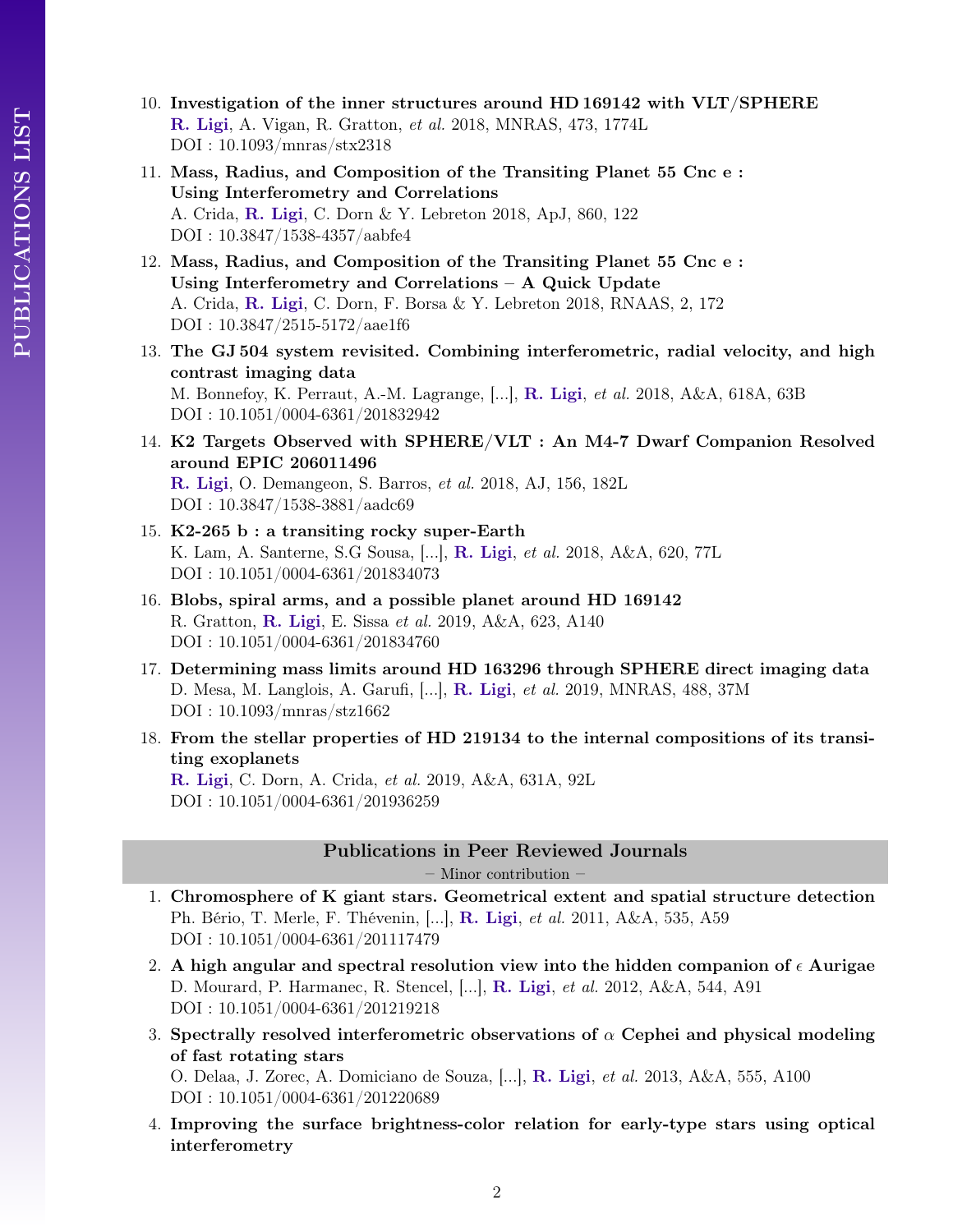10. **Investigation of the inner structures around HD 169142 with VLT/SPHERE**
    **R. Ligi**, A. Vigan, R. Gratton, *et al.* 2018, MNRAS, 473, 1774L
    DOI : 10.1093/mnras/stx2318
11. **Mass, Radius, and Composition of the Transiting Planet 55 Cnc e : Using Interferometry and Correlations**
    A. Crida, **R. Ligi**, C. Dorn & Y. Lebreton 2018, ApJ, 860, 122
    DOI : 10.3847/1538-4357/aabfe4
12. **Mass, Radius, and Composition of the Transiting Planet 55 Cnc e : Using Interferometry and Correlations – A Quick Update**
    A. Crida, **R. Ligi**, C. Dorn, F. Borsa & Y. Lebreton 2018, RNAAS, 2, 172
    DOI : 10.3847/2515-5172/aae1f6
13. **The GJ 504 system revisited. Combining interferometric, radial velocity, and high contrast imaging data**
    M. Bonnefoy, K. Perraut, A.-M. Lagrange, [...], **R. Ligi**, *et al.* 2018, A&A, 618A, 63B
    DOI : 10.1051/0004-6361/201832942
14. **K2 Targets Observed with SPHERE/VLT : An M4-7 Dwarf Companion Resolved around EPIC 206011496**
    **R. Ligi**, O. Demangeon, S. Barros, *et al.* 2018, AJ, 156, 182L
    DOI : 10.3847/1538-3881/aadc69
15. **K2-265 b : a transiting rocky super-Earth**
    K. Lam, A. Santerne, S.G Sousa, [...], **R. Ligi**, *et al.* 2018, A&A, 620, 77L
    DOI : 10.1051/0004-6361/201834073
16. **Blobs, spiral arms, and a possible planet around HD 169142**
    R. Gratton, **R. Ligi**, E. Sissa *et al.* 2019, A&A, 623, A140
    DOI : 10.1051/0004-6361/201834760
17. **Determining mass limits around HD 163296 through SPHERE direct imaging data**
    D. Mesa, M. Langlois, A. Garufi, [...], **R. Ligi**, *et al.* 2019, MNRAS, 488, 37M
    DOI : 10.1093/mnras/stz1662
18. **From the stellar properties of HD 219134 to the internal compositions of its transiting exoplanets**
    **R. Ligi**, C. Dorn, A. Crida, *et al.* 2019, A&A, 631A, 92L
    DOI : 10.1051/0004-6361/201936259

## Publications in Peer Reviewed Journals

– Minor contribution –

1. **Chromosphere of K giant stars. Geometrical extent and spatial structure detection**
   Ph. Bério, T. Merle, F. Thévenin, [...], **R. Ligi**, *et al.* 2011, A&A, 535, A59
   DOI : 10.1051/0004-6361/201117479
2. **A high angular and spectral resolution view into the hidden companion of $\epsilon$ Aurigae**
   D. Mourard, P. Harmanec, R. Stencel, [...], **R. Ligi**, *et al.* 2012, A&A, 544, A91
   DOI : 10.1051/0004-6361/201219218
3. **Spectrally resolved interferometric observations of $\alpha$ Cephei and physical modeling of fast rotating stars**
   O. Delaa, J. Zorec, A. Domiciano de Souza, [...], **R. Ligi**, *et al.* 2013, A&A, 555, A100
   DOI : 10.1051/0004-6361/201220689
4. **Improving the surface brightness-color relation for early-type stars using optical interferometry**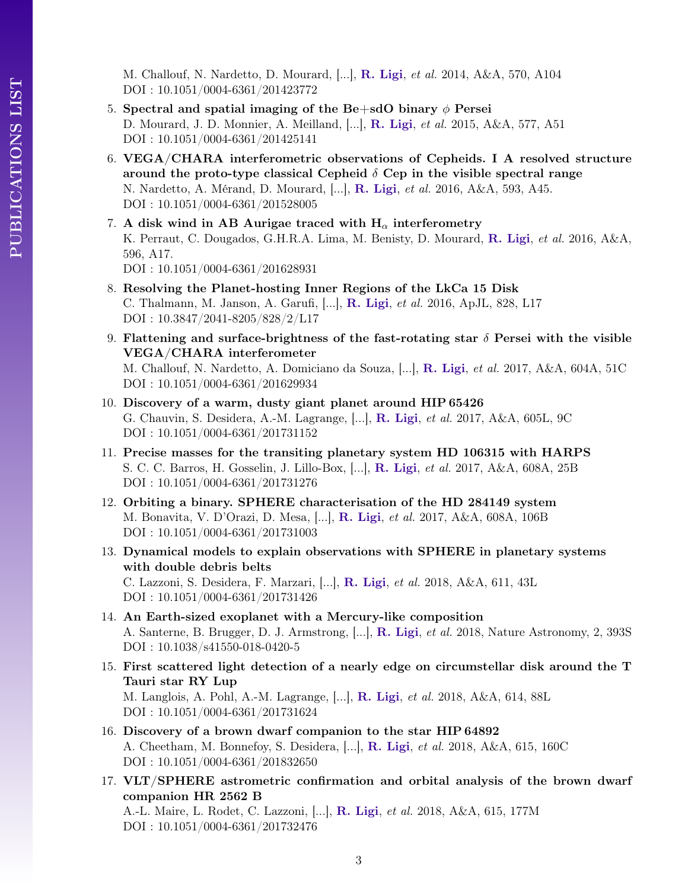M. Challouf, N. Nardetto, D. Mourard, [...], **R. Ligi**, *et al.* 2014, A&A, 570, A104
DOI : 10.1051/0004-6361/201423772

5. **Spectral and spatial imaging of the Be+sdO binary $\phi$ Persei**
   D. Mourard, J. D. Monnier, A. Meilland, [...], **R. Ligi**, *et al.* 2015, A&A, 577, A51
   DOI : 10.1051/0004-6361/201425141

6. **VEGA/CHARA interferometric observations of Cepheids. I A resolved structure around the proto-type classical Cepheid $\delta$ Cep in the visible spectral range**
   N. Nardetto, A. Mérand, D. Mourard, [...], **R. Ligi**, *et al.* 2016, A&A, 593, A45.
   DOI : 10.1051/0004-6361/201528005

7. **A disk wind in AB Aurigae traced with $H_\alpha$ interferometry**
   K. Perraut, C. Dougados, G.H.R.A. Lima, M. Benisty, D. Mourard, **R. Ligi**, *et al.* 2016, A&A, 596, A17.
   DOI : 10.1051/0004-6361/201628931

8. **Resolving the Planet-hosting Inner Regions of the LkCa 15 Disk**
   C. Thalmann, M. Janson, A. Garufi, [...], **R. Ligi**, *et al.* 2016, ApJL, 828, L17
   DOI : 10.3847/2041-8205/828/2/L17

9. **Flattening and surface-brightness of the fast-rotating star $\delta$ Persei with the visible VEGA/CHARA interferometer**
   M. Challouf, N. Nardetto, A. Domiciano da Souza, [...], **R. Ligi**, *et al.* 2017, A&A, 604A, 51C
   DOI : 10.1051/0004-6361/201629934

10. **Discovery of a warm, dusty giant planet around HIP 65426**
    G. Chauvin, S. Desidera, A.-M. Lagrange, [...], **R. Ligi**, *et al.* 2017, A&A, 605L, 9C
    DOI : 10.1051/0004-6361/201731152

11. **Precise masses for the transiting planetary system HD 106315 with HARPS**
    S. C. C. Barros, H. Gosselin, J. Lillo-Box, [...], **R. Ligi**, *et al.* 2017, A&A, 608A, 25B
    DOI : 10.1051/0004-6361/201731276

12. **Orbiting a binary. SPHERE characterisation of the HD 284149 system**
    M. Bonavita, V. D'Orazi, D. Mesa, [...], **R. Ligi**, *et al.* 2017, A&A, 608A, 106B
    DOI : 10.1051/0004-6361/201731003

13. **Dynamical models to explain observations with SPHERE in planetary systems with double debris belts**
    C. Lazzoni, S. Desidera, F. Marzari, [...], **R. Ligi**, *et al.* 2018, A&A, 611, 43L
    DOI : 10.1051/0004-6361/201731426

14. **An Earth-sized exoplanet with a Mercury-like composition**
    A. Santerne, B. Brugger, D. J. Armstrong, [...], **R. Ligi**, *et al.* 2018, Nature Astronomy, 2, 393S
    DOI : 10.1038/s41550-018-0420-5

15. **First scattered light detection of a nearly edge on circumstellar disk around the T Tauri star RY Lup**
    M. Langlois, A. Pohl, A.-M. Lagrange, [...], **R. Ligi**, *et al.* 2018, A&A, 614, 88L
    DOI : 10.1051/0004-6361/201731624

16. **Discovery of a brown dwarf companion to the star HIP 64892**
    A. Cheetham, M. Bonnefoy, S. Desidera, [...], **R. Ligi**, *et al.* 2018, A&A, 615, 160C
    DOI : 10.1051/0004-6361/201832650

17. **VLT/SPHERE astrometric confirmation and orbital analysis of the brown dwarf companion HR 2562 B**
    A.-L. Maire, L. Rodet, C. Lazzoni, [...], **R. Ligi**, *et al.* 2018, A&A, 615, 177M
    DOI : 10.1051/0004-6361/201732476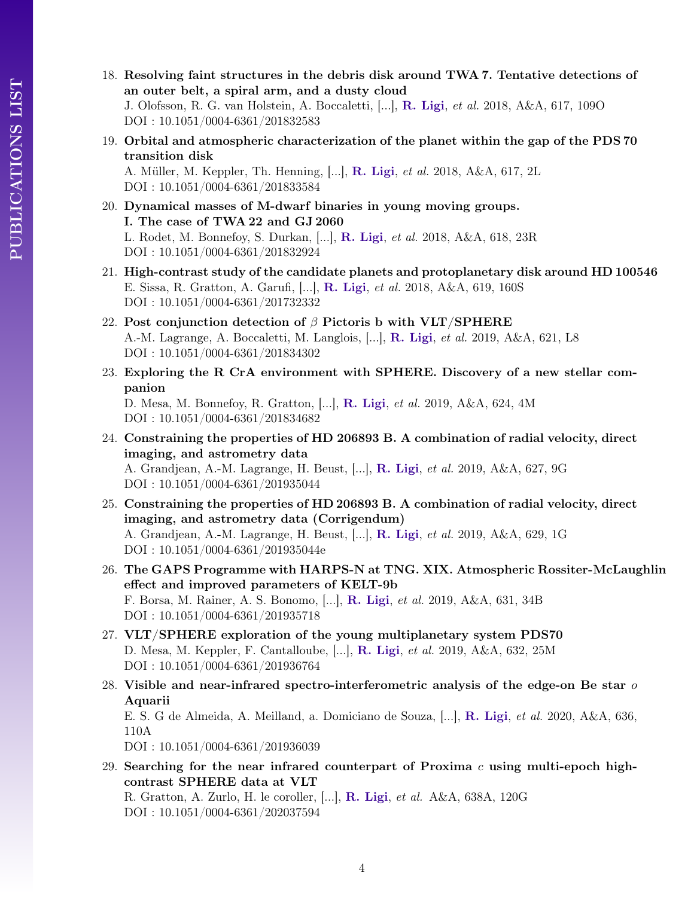18. **Resolving faint structures in the debris disk around TWA 7. Tentative detections of an outer belt, a spiral arm, and a dusty cloud**
    J. Olofsson, R. G. van Holstein, A. Boccaletti, [...], **R. Ligi**, *et al.* 2018, A&A, 617, 109O
    DOI : 10.1051/0004-6361/201832583

19. **Orbital and atmospheric characterization of the planet within the gap of the PDS 70 transition disk**
    A. Müller, M. Keppler, Th. Henning, [...], **R. Ligi**, *et al.* 2018, A&A, 617, 2L
    DOI : 10.1051/0004-6361/201833584

20. **Dynamical masses of M-dwarf binaries in young moving groups. I. The case of TWA 22 and GJ 2060**
    L. Rodet, M. Bonnefoy, S. Durkan, [...], **R. Ligi**, *et al.* 2018, A&A, 618, 23R
    DOI : 10.1051/0004-6361/201832924

21. **High-contrast study of the candidate planets and protoplanetary disk around HD 100546**
    E. Sissa, R. Gratton, A. Garufi, [...], **R. Ligi**, *et al.* 2018, A&A, 619, 160S
    DOI : 10.1051/0004-6361/201732332

22. **Post conjunction detection of $\beta$ Pictoris b with VLT/SPHERE**
    A.-M. Lagrange, A. Boccaletti, M. Langlois, [...], **R. Ligi**, *et al.* 2019, A&A, 621, L8
    DOI : 10.1051/0004-6361/201834302

23. **Exploring the R CrA environment with SPHERE. Discovery of a new stellar companion**
    D. Mesa, M. Bonnefoy, R. Gratton, [...], **R. Ligi**, *et al.* 2019, A&A, 624, 4M
    DOI : 10.1051/0004-6361/201834682

24. **Constraining the properties of HD 206893 B. A combination of radial velocity, direct imaging, and astrometry data**
    A. Grandjean, A.-M. Lagrange, H. Beust, [...], **R. Ligi**, *et al.* 2019, A&A, 627, 9G
    DOI : 10.1051/0004-6361/201935044

25. **Constraining the properties of HD 206893 B. A combination of radial velocity, direct imaging, and astrometry data (Corrigendum)**
    A. Grandjean, A.-M. Lagrange, H. Beust, [...], **R. Ligi**, *et al.* 2019, A&A, 629, 1G
    DOI : 10.1051/0004-6361/201935044e

26. **The GAPS Programme with HARPS-N at TNG. XIX. Atmospheric Rossiter-McLaughlin effect and improved parameters of KELT-9b**
    F. Borsa, M. Rainer, A. S. Bonomo, [...], **R. Ligi**, *et al.* 2019, A&A, 631, 34B
    DOI : 10.1051/0004-6361/201935718

27. **VLT/SPHERE exploration of the young multiplanetary system PDS70**
    D. Mesa, M. Keppler, F. Cantalloube, [...], **R. Ligi**, *et al.* 2019, A&A, 632, 25M
    DOI : 10.1051/0004-6361/201936764

28. **Visible and near-infrared spectro-interferometric analysis of the edge-on Be star $o$ Aquarii**
    E. S. G de Almeida, A. Meilland, a. Domiciano de Souza, [...], **R. Ligi**, *et al.* 2020, A&A, 636, 110A
    DOI : 10.1051/0004-6361/201936039

29. **Searching for the near infrared counterpart of Proxima $c$ using multi-epoch high-contrast SPHERE data at VLT**
    R. Gratton, A. Zurlo, H. le coroller, [...], **R. Ligi**, *et al.* A&A, 638A, 120G
    DOI : 10.1051/0004-6361/202037594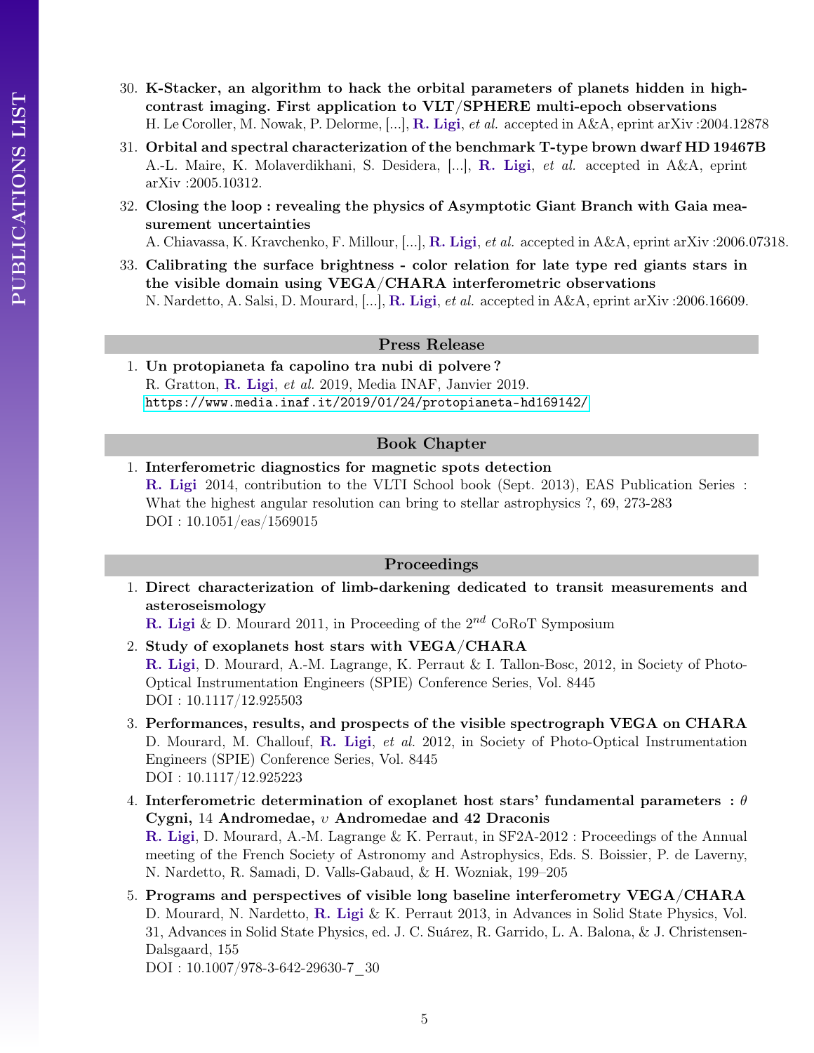30. **K-Stacker, an algorithm to hack the orbital parameters of planets hidden in high-contrast imaging. First application to VLT/SPHERE multi-epoch observations**
    H. Le Coroller, M. Nowak, P. Delorme, [...], **R. Ligi**, *et al.* accepted in A&A, eprint arXiv :2004.12878
31. **Orbital and spectral characterization of the benchmark T-type brown dwarf HD 19467B**
    A.-L. Maire, K. Molaverdikhani, S. Desidera, [...], **R. Ligi**, *et al.* accepted in A&A, eprint arXiv :2005.10312.
32. **Closing the loop : revealing the physics of Asymptotic Giant Branch with Gaia measurement uncertainties**
    A. Chiavassa, K. Kravchenko, F. Millour, [...], **R. Ligi**, *et al.* accepted in A&A, eprint arXiv :2006.07318.
33. **Calibrating the surface brightness - color relation for late type red giants stars in the visible domain using VEGA/CHARA interferometric observations**
    N. Nardetto, A. Salsi, D. Mourard, [...], **R. Ligi**, *et al.* accepted in A&A, eprint arXiv :2006.16609.

## Press Release

1. **Un protopianeta fa capolino tra nubi di polvere ?**
   R. Gratton, **R. Ligi**, *et al.* 2019, Media INAF, Janvier 2019.
   https://www.media.inaf.it/2019/01/24/protopianeta-hd169142/

## Book Chapter

1. **Interferometric diagnostics for magnetic spots detection**
   **R. Ligi** 2014, contribution to the VLTI School book (Sept. 2013), EAS Publication Series : What the highest angular resolution can bring to stellar astrophysics ?, 69, 273-283
   DOI : 10.1051/eas/1569015

## Proceedings

1. **Direct characterization of limb-darkening dedicated to transit measurements and asteroseismology**
   **R. Ligi** & D. Mourard 2011, in Proceeding of the $2^{nd}$ CoRoT Symposium
2. **Study of exoplanets host stars with VEGA/CHARA**
   **R. Ligi**, D. Mourard, A.-M. Lagrange, K. Perraut & I. Tallon-Bosc, 2012, in Society of Photo-Optical Instrumentation Engineers (SPIE) Conference Series, Vol. 8445
   DOI : 10.1117/12.925503
3. **Performances, results, and prospects of the visible spectrograph VEGA on CHARA**
   D. Mourard, M. Challouf, **R. Ligi**, *et al.* 2012, in Society of Photo-Optical Instrumentation Engineers (SPIE) Conference Series, Vol. 8445
   DOI : 10.1117/12.925223
4. **Interferometric determination of exoplanet host stars' fundamental parameters : $\theta$ Cygni, 14 Andromedae, $\upsilon$ Andromedae and 42 Draconis**
   **R. Ligi**, D. Mourard, A.-M. Lagrange & K. Perraut, in SF2A-2012 : Proceedings of the Annual meeting of the French Society of Astronomy and Astrophysics, Eds. S. Boissier, P. de Laverny, N. Nardetto, R. Samadi, D. Valls-Gabaud, & H. Wozniak, 199–205
5. **Programs and perspectives of visible long baseline interferometry VEGA/CHARA**
   D. Mourard, N. Nardetto, **R. Ligi** & K. Perraut 2013, in Advances in Solid State Physics, Vol. 31, Advances in Solid State Physics, ed. J. C. Suárez, R. Garrido, L. A. Balona, & J. Christensen-Dalsgaard, 155
   DOI : 10.1007/978-3-642-29630-7_30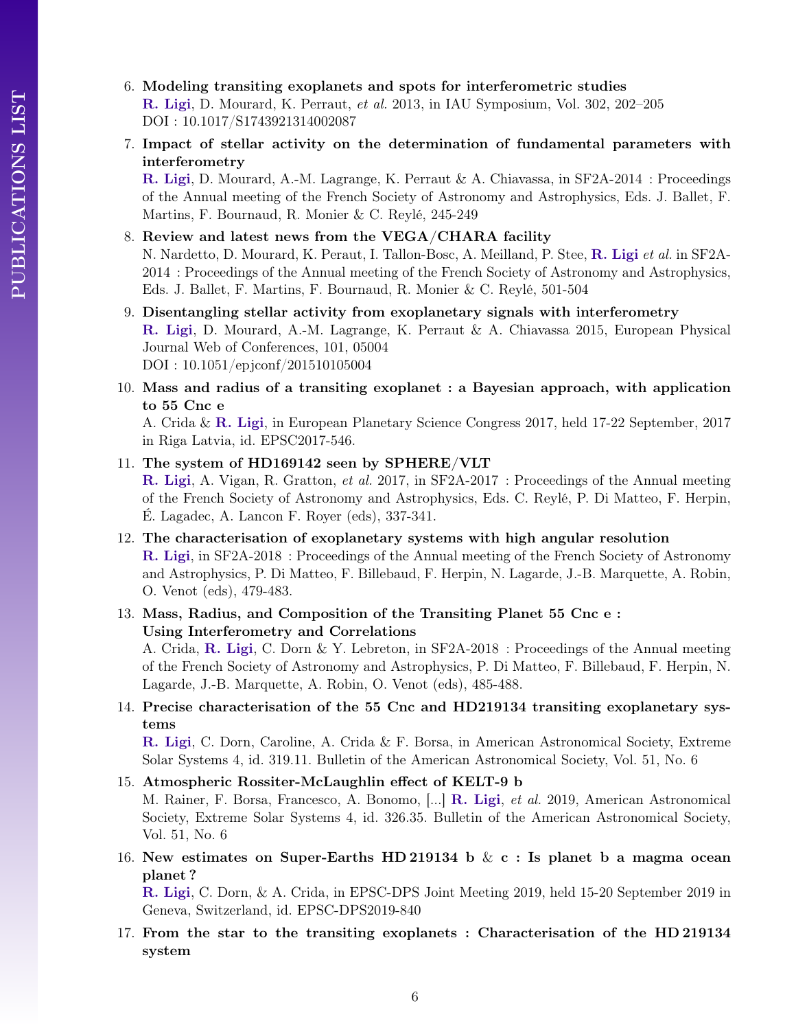6. **Modeling transiting exoplanets and spots for interferometric studies**
   **R. Ligi**, D. Mourard, K. Perraut, *et al.* 2013, in IAU Symposium, Vol. 302, 202–205
   DOI : 10.1017/S1743921314002087

7. **Impact of stellar activity on the determination of fundamental parameters with interferometry**
   **R. Ligi**, D. Mourard, A.-M. Lagrange, K. Perraut & A. Chiavassa, in SF2A-2014 : Proceedings of the Annual meeting of the French Society of Astronomy and Astrophysics, Eds. J. Ballet, F. Martins, F. Bournaud, R. Monier & C. Reylé, 245-249

8. **Review and latest news from the VEGA/CHARA facility**
   N. Nardetto, D. Mourard, K. Peraut, I. Tallon-Bosc, A. Meilland, P. Stee, **R. Ligi** *et al.* in SF2A-2014 : Proceedings of the Annual meeting of the French Society of Astronomy and Astrophysics, Eds. J. Ballet, F. Martins, F. Bournaud, R. Monier & C. Reylé, 501-504

9. **Disentangling stellar activity from exoplanetary signals with interferometry**
   **R. Ligi**, D. Mourard, A.-M. Lagrange, K. Perraut & A. Chiavassa 2015, European Physical Journal Web of Conferences, 101, 05004
   DOI : 10.1051/epjconf/201510105004

10. **Mass and radius of a transiting exoplanet : a Bayesian approach, with application to 55 Cnc e**
    A. Crida & **R. Ligi**, in European Planetary Science Congress 2017, held 17-22 September, 2017 in Riga Latvia, id. EPSC2017-546.

11. **The system of HD169142 seen by SPHERE/VLT**
    **R. Ligi**, A. Vigan, R. Gratton, *et al.* 2017, in SF2A-2017 : Proceedings of the Annual meeting of the French Society of Astronomy and Astrophysics, Eds. C. Reylé, P. Di Matteo, F. Herpin, É. Lagadec, A. Lancon F. Royer (eds), 337-341.

12. **The characterisation of exoplanetary systems with high angular resolution**
    **R. Ligi**, in SF2A-2018 : Proceedings of the Annual meeting of the French Society of Astronomy and Astrophysics, P. Di Matteo, F. Billebaud, F. Herpin, N. Lagarde, J.-B. Marquette, A. Robin, O. Venot (eds), 479-483.

13. **Mass, Radius, and Composition of the Transiting Planet 55 Cnc e : Using Interferometry and Correlations**
    A. Crida, **R. Ligi**, C. Dorn & Y. Lebreton, in SF2A-2018 : Proceedings of the Annual meeting of the French Society of Astronomy and Astrophysics, P. Di Matteo, F. Billebaud, F. Herpin, N. Lagarde, J.-B. Marquette, A. Robin, O. Venot (eds), 485-488.

14. **Precise characterisation of the 55 Cnc and HD219134 transiting exoplanetary systems**
    **R. Ligi**, C. Dorn, Caroline, A. Crida & F. Borsa, in American Astronomical Society, Extreme Solar Systems 4, id. 319.11. Bulletin of the American Astronomical Society, Vol. 51, No. 6

15. **Atmospheric Rossiter-McLaughlin effect of KELT-9 b**
    M. Rainer, F. Borsa, Francesco, A. Bonomo, [...] **R. Ligi**, *et al.* 2019, American Astronomical Society, Extreme Solar Systems 4, id. 326.35. Bulletin of the American Astronomical Society, Vol. 51, No. 6

16. **New estimates on Super-Earths HD 219134 b & c : Is planet b a magma ocean planet ?**
    **R. Ligi**, C. Dorn, & A. Crida, in EPSC-DPS Joint Meeting 2019, held 15-20 September 2019 in Geneva, Switzerland, id. EPSC-DPS2019-840

17. **From the star to the transiting exoplanets : Characterisation of the HD 219134 system**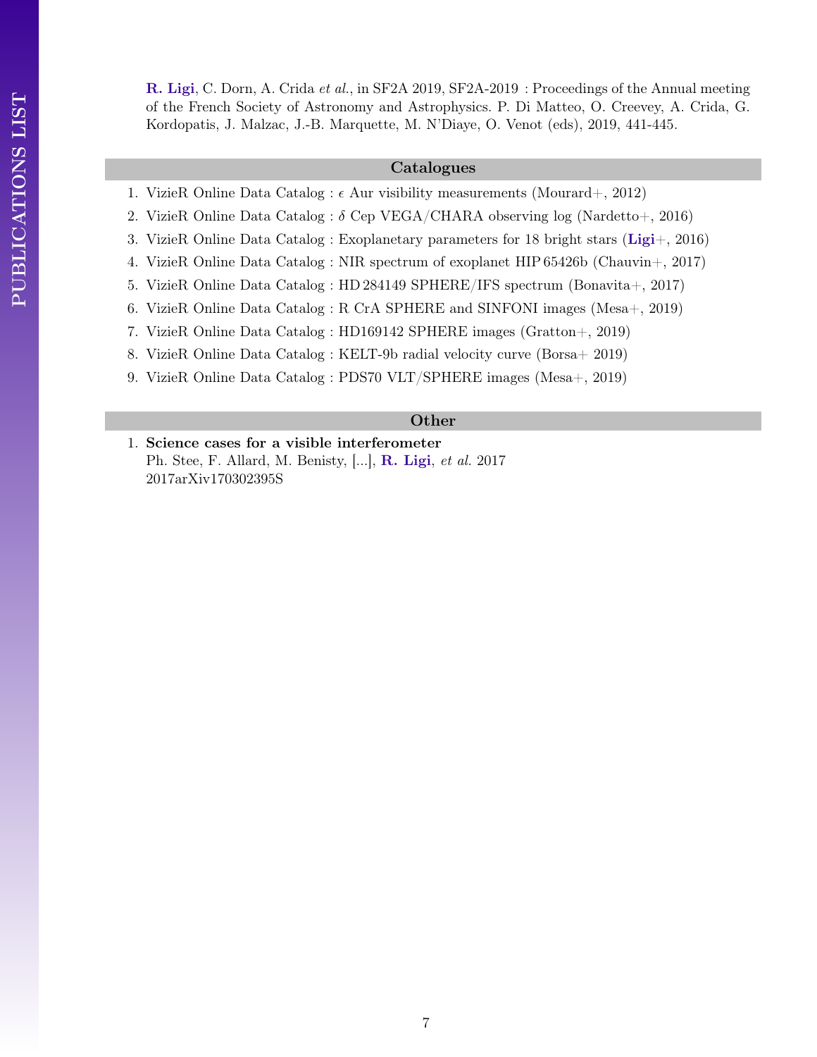**R. Ligi**, C. Dorn, A. Crida *et al.*, in SF2A 2019, SF2A-2019 : Proceedings of the Annual meeting of the French Society of Astronomy and Astrophysics. P. Di Matteo, O. Creevey, A. Crida, G. Kordopatis, J. Malzac, J.-B. Marquette, M. N'Diaye, O. Venot (eds), 2019, 441-445.

## Catalogues

1. VizieR Online Data Catalog : $\epsilon$ Aur visibility measurements (Mourard+, 2012)
2. VizieR Online Data Catalog : $\delta$ Cep VEGA/CHARA observing log (Nardetto+, 2016)
3. VizieR Online Data Catalog : Exoplanetary parameters for 18 bright stars (**Ligi**+, 2016)
4. VizieR Online Data Catalog : NIR spectrum of exoplanet HIP 65426b (Chauvin+, 2017)
5. VizieR Online Data Catalog : HD 284149 SPHERE/IFS spectrum (Bonavita+, 2017)
6. VizieR Online Data Catalog : R CrA SPHERE and SINFONI images (Mesa+, 2019)
7. VizieR Online Data Catalog : HD169142 SPHERE images (Gratton+, 2019)
8. VizieR Online Data Catalog : KELT-9b radial velocity curve (Borsa+ 2019)
9. VizieR Online Data Catalog : PDS70 VLT/SPHERE images (Mesa+, 2019)

## Other

1. **Science cases for a visible interferometer**
   Ph. Stee, F. Allard, M. Benisty, [...], **R. Ligi**, *et al.* 2017
   2017arXiv170302395S